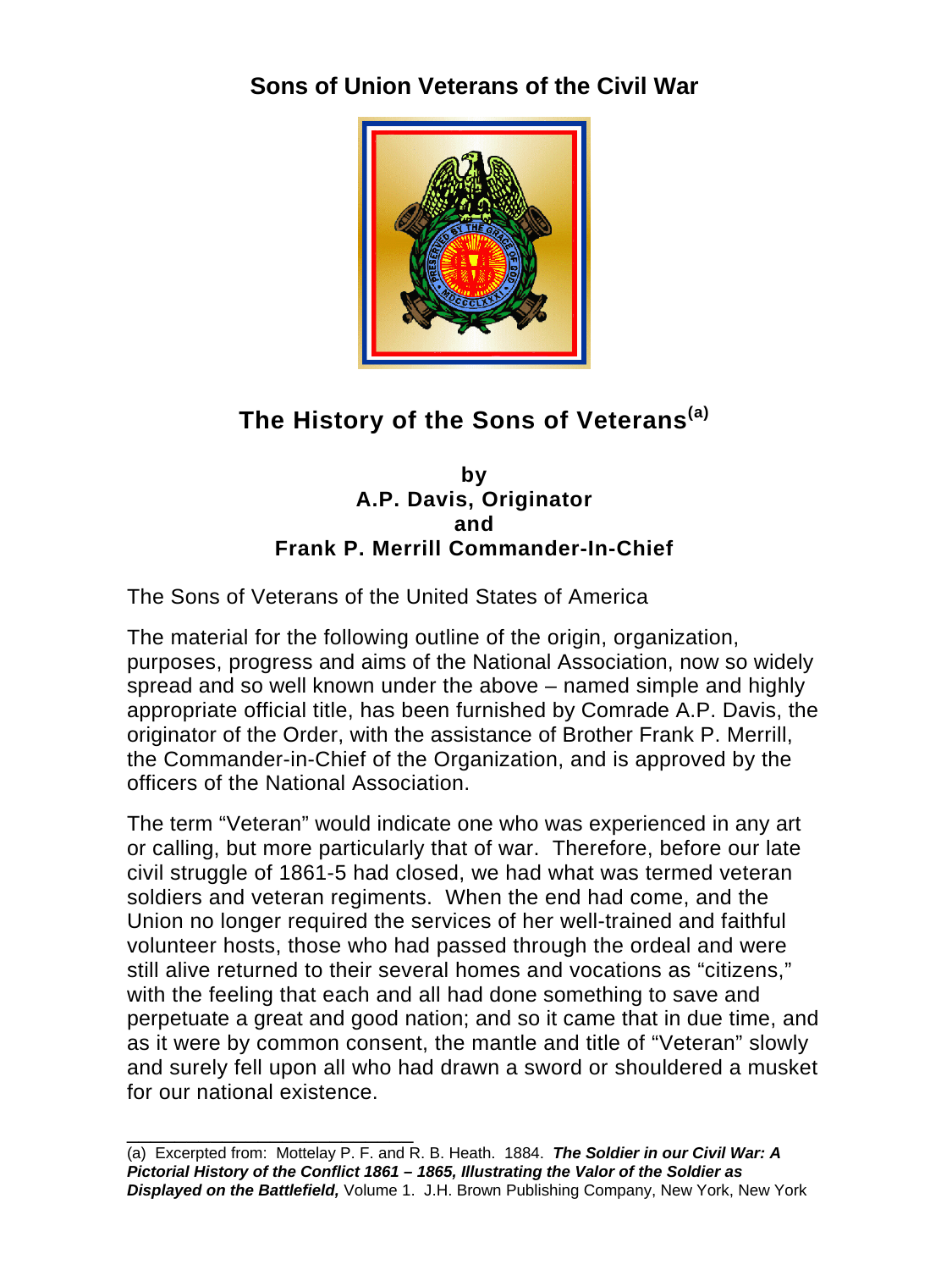# Sons of Union Veterans of the Civil War

## The History of the Sons of Veterans[a]

**by**
**A.P. Davis, Originator**
**and**
**Frank P. Merrill Commander-In-Chief**

The Sons of Veterans of the United States of America

The material for the following outline of the origin, organization, purposes, progress and aims of the National Association, now so widely spread and so well known under the above – named simple and highly appropriate official title, has been furnished by Comrade A.P. Davis, the originator of the Order, with the assistance of Brother Frank P. Merrill, the Commander-in-Chief of the Organization, and is approved by the officers of the National Association.

The term "Veteran" would indicate one who was experienced in any art or calling, but more particularly that of war. Therefore, before our late civil struggle of 1861-5 had closed, we had what was termed veteran soldiers and veteran regiments. When the end had come, and the Union no longer required the services of her well-trained and faithful volunteer hosts, those who had passed through the ordeal and were still alive returned to their several homes and vocations as "citizens," with the feeling that each and all had done something to save and perpetuate a great and good nation; and so it came that in due time, and as it were by common consent, the mantle and title of "Veteran" slowly and surely fell upon all who had drawn a sword or shouldered a musket for our national existence.

---

(a) Excerpted from: Mottelay P. F. and R. B. Heath. 1884. ***The Soldier in our Civil War: A Pictorial History of the Conflict 1861 – 1865, Illustrating the Valor of the Soldier as Displayed on the Battlefield,*** Volume 1. J.H. Brown Publishing Company, New York, New York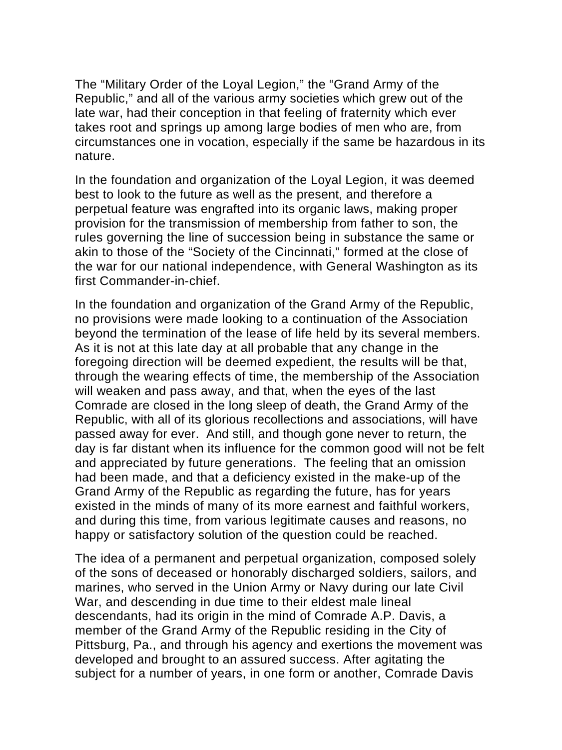The “Military Order of the Loyal Legion,” the “Grand Army of the Republic,” and all of the various army societies which grew out of the late war, had their conception in that feeling of fraternity which ever takes root and springs up among large bodies of men who are, from circumstances one in vocation, especially if the same be hazardous in its nature.

In the foundation and organization of the Loyal Legion, it was deemed best to look to the future as well as the present, and therefore a perpetual feature was engrafted into its organic laws, making proper provision for the transmission of membership from father to son, the rules governing the line of succession being in substance the same or akin to those of the “Society of the Cincinnati,” formed at the close of the war for our national independence, with General Washington as its first Commander-in-chief.

In the foundation and organization of the Grand Army of the Republic, no provisions were made looking to a continuation of the Association beyond the termination of the lease of life held by its several members. As it is not at this late day at all probable that any change in the foregoing direction will be deemed expedient, the results will be that, through the wearing effects of time, the membership of the Association will weaken and pass away, and that, when the eyes of the last Comrade are closed in the long sleep of death, the Grand Army of the Republic, with all of its glorious recollections and associations, will have passed away for ever. And still, and though gone never to return, the day is far distant when its influence for the common good will not be felt and appreciated by future generations. The feeling that an omission had been made, and that a deficiency existed in the make-up of the Grand Army of the Republic as regarding the future, has for years existed in the minds of many of its more earnest and faithful workers, and during this time, from various legitimate causes and reasons, no happy or satisfactory solution of the question could be reached.

The idea of a permanent and perpetual organization, composed solely of the sons of deceased or honorably discharged soldiers, sailors, and marines, who served in the Union Army or Navy during our late Civil War, and descending in due time to their eldest male lineal descendants, had its origin in the mind of Comrade A.P. Davis, a member of the Grand Army of the Republic residing in the City of Pittsburg, Pa., and through his agency and exertions the movement was developed and brought to an assured success. After agitating the subject for a number of years, in one form or another, Comrade Davis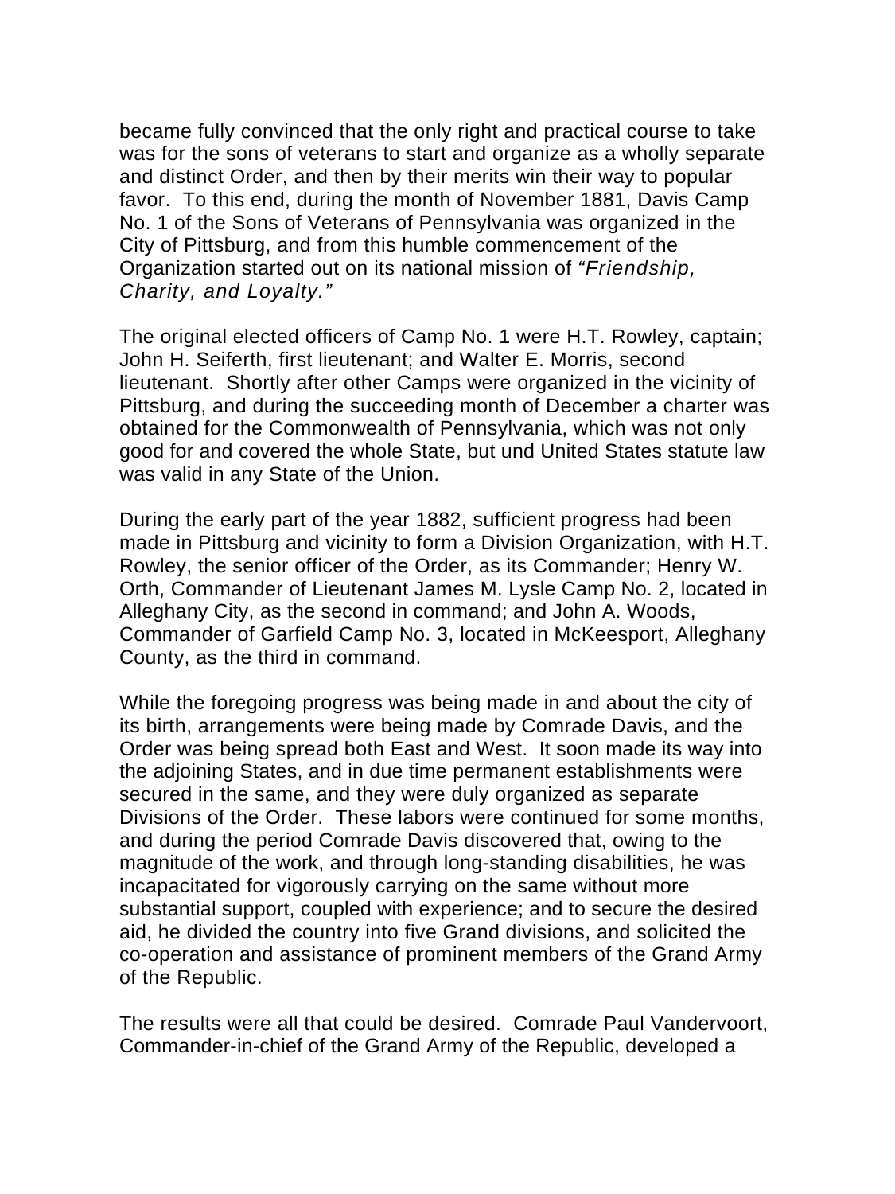became fully convinced that the only right and practical course to take was for the sons of veterans to start and organize as a wholly separate and distinct Order, and then by their merits win their way to popular favor. To this end, during the month of November 1881, Davis Camp No. 1 of the Sons of Veterans of Pennsylvania was organized in the City of Pittsburg, and from this humble commencement of the Organization started out on its national mission of *"Friendship, Charity, and Loyalty."*

The original elected officers of Camp No. 1 were H.T. Rowley, captain; John H. Seiferth, first lieutenant; and Walter E. Morris, second lieutenant. Shortly after other Camps were organized in the vicinity of Pittsburg, and during the succeeding month of December a charter was obtained for the Commonwealth of Pennsylvania, which was not only good for and covered the whole State, but und United States statute law was valid in any State of the Union.

During the early part of the year 1882, sufficient progress had been made in Pittsburg and vicinity to form a Division Organization, with H.T. Rowley, the senior officer of the Order, as its Commander; Henry W. Orth, Commander of Lieutenant James M. Lysle Camp No. 2, located in Alleghany City, as the second in command; and John A. Woods, Commander of Garfield Camp No. 3, located in McKeesport, Alleghany County, as the third in command.

While the foregoing progress was being made in and about the city of its birth, arrangements were being made by Comrade Davis, and the Order was being spread both East and West. It soon made its way into the adjoining States, and in due time permanent establishments were secured in the same, and they were duly organized as separate Divisions of the Order. These labors were continued for some months, and during the period Comrade Davis discovered that, owing to the magnitude of the work, and through long-standing disabilities, he was incapacitated for vigorously carrying on the same without more substantial support, coupled with experience; and to secure the desired aid, he divided the country into five Grand divisions, and solicited the co-operation and assistance of prominent members of the Grand Army of the Republic.

The results were all that could be desired. Comrade Paul Vandervoort, Commander-in-chief of the Grand Army of the Republic, developed a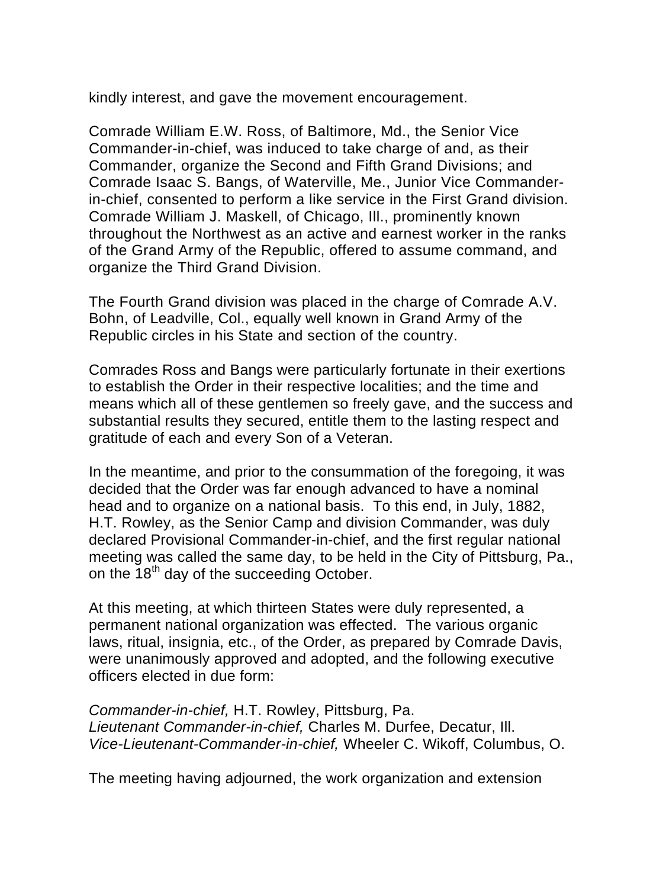kindly interest, and gave the movement encouragement.

Comrade William E.W. Ross, of Baltimore, Md., the Senior Vice Commander-in-chief, was induced to take charge of and, as their Commander, organize the Second and Fifth Grand Divisions; and Comrade Isaac S. Bangs, of Waterville, Me., Junior Vice Commander-in-chief, consented to perform a like service in the First Grand division. Comrade William J. Maskell, of Chicago, Ill., prominently known throughout the Northwest as an active and earnest worker in the ranks of the Grand Army of the Republic, offered to assume command, and organize the Third Grand Division.

The Fourth Grand division was placed in the charge of Comrade A.V. Bohn, of Leadville, Col., equally well known in Grand Army of the Republic circles in his State and section of the country.

Comrades Ross and Bangs were particularly fortunate in their exertions to establish the Order in their respective localities; and the time and means which all of these gentlemen so freely gave, and the success and substantial results they secured, entitle them to the lasting respect and gratitude of each and every Son of a Veteran.

In the meantime, and prior to the consummation of the foregoing, it was decided that the Order was far enough advanced to have a nominal head and to organize on a national basis. To this end, in July, 1882, H.T. Rowley, as the Senior Camp and division Commander, was duly declared Provisional Commander-in-chief, and the first regular national meeting was called the same day, to be held in the City of Pittsburg, Pa., on the 18th day of the succeeding October.

At this meeting, at which thirteen States were duly represented, a permanent national organization was effected. The various organic laws, ritual, insignia, etc., of the Order, as prepared by Comrade Davis, were unanimously approved and adopted, and the following executive officers elected in due form:

*Commander-in-chief,* H.T. Rowley, Pittsburg, Pa.
*Lieutenant Commander-in-chief,* Charles M. Durfee, Decatur, Ill.
*Vice-Lieutenant-Commander-in-chief,* Wheeler C. Wikoff, Columbus, O.

The meeting having adjourned, the work organization and extension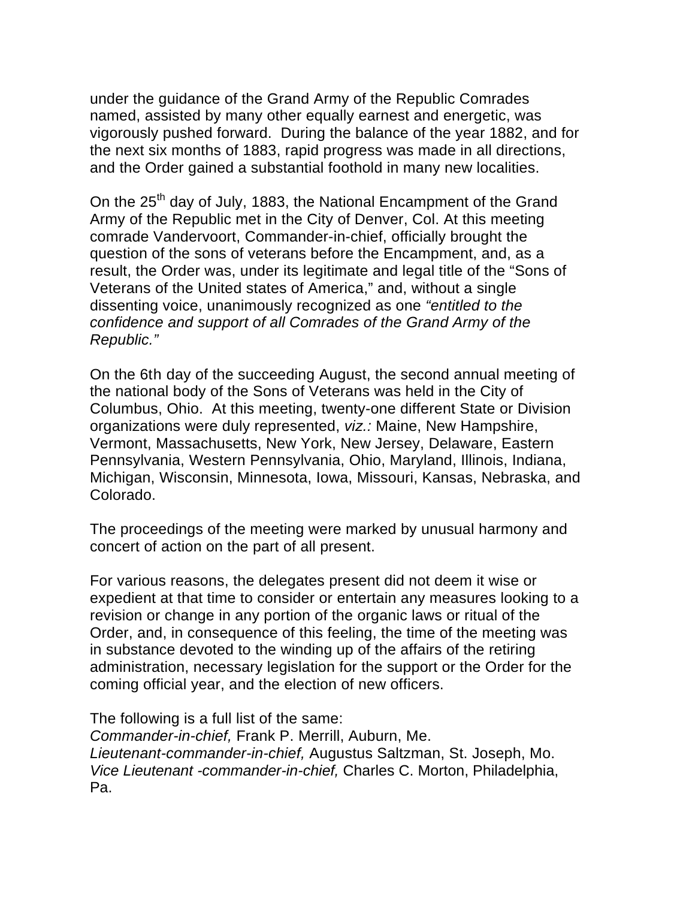under the guidance of the Grand Army of the Republic Comrades named, assisted by many other equally earnest and energetic, was vigorously pushed forward. During the balance of the year 1882, and for the next six months of 1883, rapid progress was made in all directions, and the Order gained a substantial foothold in many new localities.

On the 25th day of July, 1883, the National Encampment of the Grand Army of the Republic met in the City of Denver, Col. At this meeting comrade Vandervoort, Commander-in-chief, officially brought the question of the sons of veterans before the Encampment, and, as a result, the Order was, under its legitimate and legal title of the "Sons of Veterans of the United states of America," and, without a single dissenting voice, unanimously recognized as one *"entitled to the confidence and support of all Comrades of the Grand Army of the Republic."*

On the 6th day of the succeeding August, the second annual meeting of the national body of the Sons of Veterans was held in the City of Columbus, Ohio. At this meeting, twenty-one different State or Division organizations were duly represented, *viz.:* Maine, New Hampshire, Vermont, Massachusetts, New York, New Jersey, Delaware, Eastern Pennsylvania, Western Pennsylvania, Ohio, Maryland, Illinois, Indiana, Michigan, Wisconsin, Minnesota, Iowa, Missouri, Kansas, Nebraska, and Colorado.

The proceedings of the meeting were marked by unusual harmony and concert of action on the part of all present.

For various reasons, the delegates present did not deem it wise or expedient at that time to consider or entertain any measures looking to a revision or change in any portion of the organic laws or ritual of the Order, and, in consequence of this feeling, the time of the meeting was in substance devoted to the winding up of the affairs of the retiring administration, necessary legislation for the support or the Order for the coming official year, and the election of new officers.

The following is a full list of the same:
*Commander-in-chief,* Frank P. Merrill, Auburn, Me.
*Lieutenant-commander-in-chief,* Augustus Saltzman, St. Joseph, Mo.
*Vice Lieutenant -commander-in-chief,* Charles C. Morton, Philadelphia, Pa.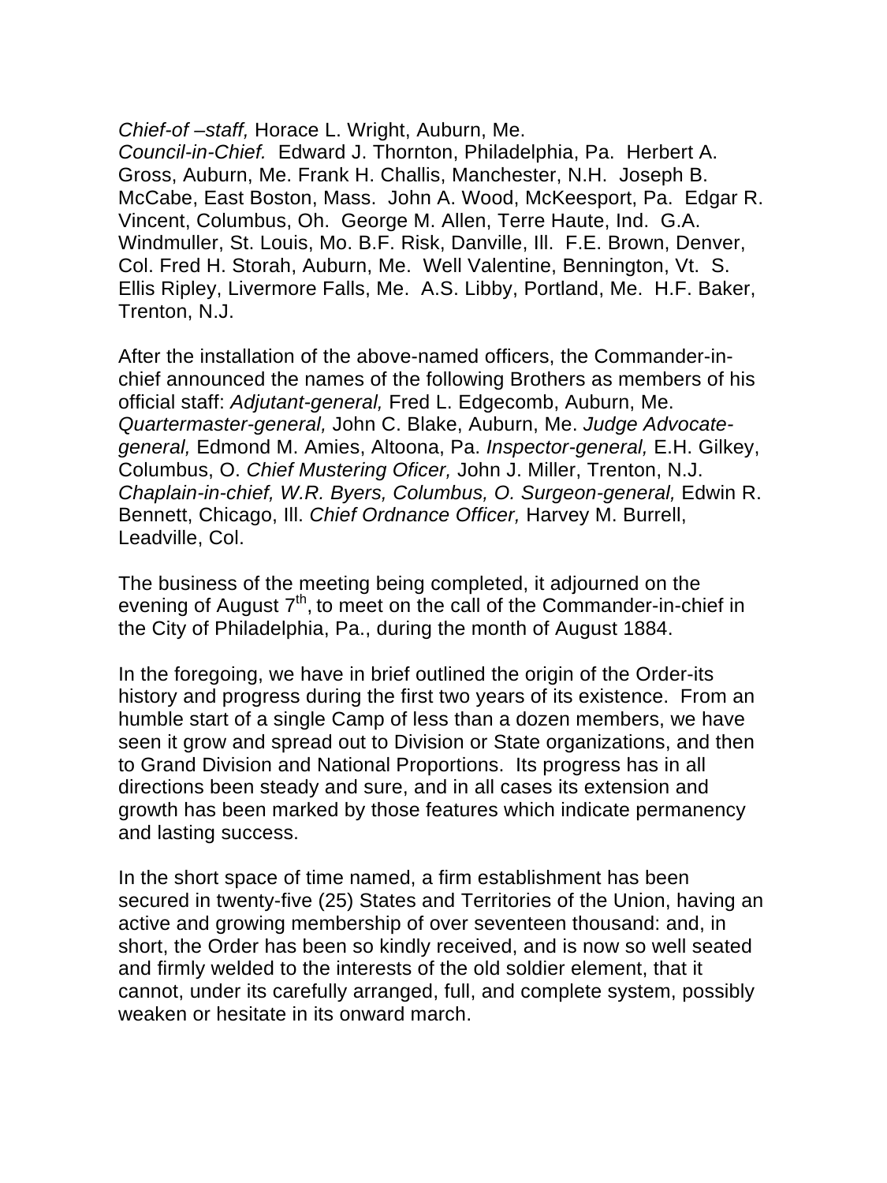*Chief-of –staff,* Horace L. Wright, Auburn, Me.
*Council-in-Chief.* Edward J. Thornton, Philadelphia, Pa. Herbert A. Gross, Auburn, Me. Frank H. Challis, Manchester, N.H. Joseph B. McCabe, East Boston, Mass. John A. Wood, McKeesport, Pa. Edgar R. Vincent, Columbus, Oh. George M. Allen, Terre Haute, Ind. G.A. Windmuller, St. Louis, Mo. B.F. Risk, Danville, Ill. F.E. Brown, Denver, Col. Fred H. Storah, Auburn, Me. Well Valentine, Bennington, Vt. S. Ellis Ripley, Livermore Falls, Me. A.S. Libby, Portland, Me. H.F. Baker, Trenton, N.J.

After the installation of the above-named officers, the Commander-in-chief announced the names of the following Brothers as members of his official staff: *Adjutant-general,* Fred L. Edgecomb, Auburn, Me. *Quartermaster-general,* John C. Blake, Auburn, Me. *Judge Advocate-general,* Edmond M. Amies, Altoona, Pa. *Inspector-general,* E.H. Gilkey, Columbus, O. *Chief Mustering Oficer,* John J. Miller, Trenton, N.J. *Chaplain-in-chief, W.R. Byers, Columbus, O. Surgeon-general,* Edwin R. Bennett, Chicago, Ill. *Chief Ordnance Officer,* Harvey M. Burrell, Leadville, Col.

The business of the meeting being completed, it adjourned on the evening of August 7th, to meet on the call of the Commander-in-chief in the City of Philadelphia, Pa., during the month of August 1884.

In the foregoing, we have in brief outlined the origin of the Order-its history and progress during the first two years of its existence. From an humble start of a single Camp of less than a dozen members, we have seen it grow and spread out to Division or State organizations, and then to Grand Division and National Proportions. Its progress has in all directions been steady and sure, and in all cases its extension and growth has been marked by those features which indicate permanency and lasting success.

In the short space of time named, a firm establishment has been secured in twenty-five (25) States and Territories of the Union, having an active and growing membership of over seventeen thousand: and, in short, the Order has been so kindly received, and is now so well seated and firmly welded to the interests of the old soldier element, that it cannot, under its carefully arranged, full, and complete system, possibly weaken or hesitate in its onward march.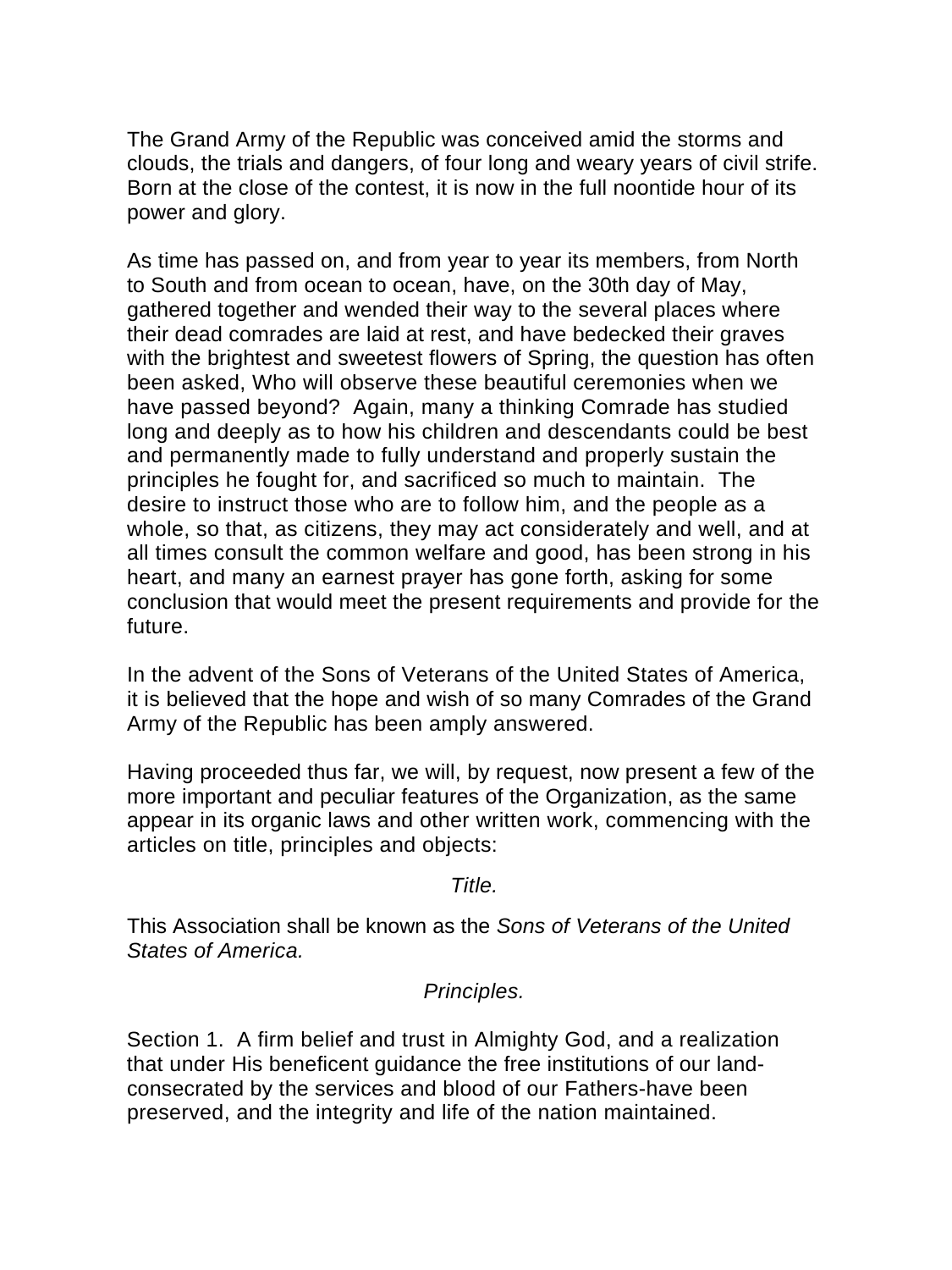The Grand Army of the Republic was conceived amid the storms and clouds, the trials and dangers, of four long and weary years of civil strife. Born at the close of the contest, it is now in the full noontide hour of its power and glory.

As time has passed on, and from year to year its members, from North to South and from ocean to ocean, have, on the 30th day of May, gathered together and wended their way to the several places where their dead comrades are laid at rest, and have bedecked their graves with the brightest and sweetest flowers of Spring, the question has often been asked, Who will observe these beautiful ceremonies when we have passed beyond? Again, many a thinking Comrade has studied long and deeply as to how his children and descendants could be best and permanently made to fully understand and properly sustain the principles he fought for, and sacrificed so much to maintain. The desire to instruct those who are to follow him, and the people as a whole, so that, as citizens, they may act considerately and well, and at all times consult the common welfare and good, has been strong in his heart, and many an earnest prayer has gone forth, asking for some conclusion that would meet the present requirements and provide for the future.

In the advent of the Sons of Veterans of the United States of America, it is believed that the hope and wish of so many Comrades of the Grand Army of the Republic has been amply answered.

Having proceeded thus far, we will, by request, now present a few of the more important and peculiar features of the Organization, as the same appear in its organic laws and other written work, commencing with the articles on title, principles and objects:

*Title.*

This Association shall be known as the *Sons of Veterans of the United States of America.*

*Principles.*

Section 1. A firm belief and trust in Almighty God, and a realization that under His beneficent guidance the free institutions of our land-consecrated by the services and blood of our Fathers-have been preserved, and the integrity and life of the nation maintained.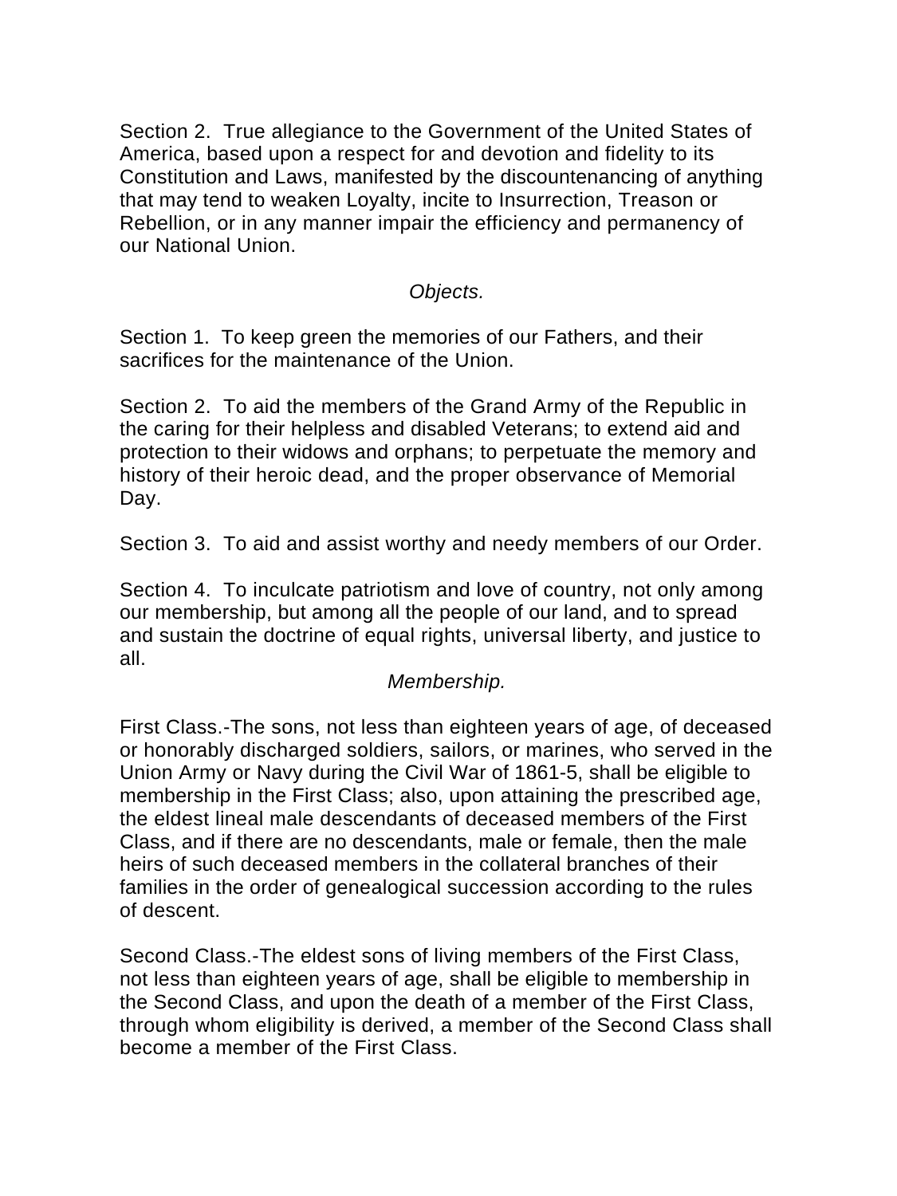Section 2.  True allegiance to the Government of the United States of America, based upon a respect for and devotion and fidelity to its Constitution and Laws, manifested by the discountenancing of anything that may tend to weaken Loyalty, incite to Insurrection, Treason or Rebellion, or in any manner impair the efficiency and permanency of our National Union.

*Objects.*

Section 1.  To keep green the memories of our Fathers, and their sacrifices for the maintenance of the Union.

Section 2.  To aid the members of the Grand Army of the Republic in the caring for their helpless and disabled Veterans; to extend aid and protection to their widows and orphans; to perpetuate the memory and history of their heroic dead, and the proper observance of Memorial Day.

Section 3.  To aid and assist worthy and needy members of our Order.

Section 4.  To inculcate patriotism and love of country, not only among our membership, but among all the people of our land, and to spread and sustain the doctrine of equal rights, universal liberty, and justice to all.

*Membership.*

First Class.-The sons, not less than eighteen years of age, of deceased or honorably discharged soldiers, sailors, or marines, who served in the Union Army or Navy during the Civil War of 1861-5, shall be eligible to membership in the First Class; also, upon attaining the prescribed age, the eldest lineal male descendants of deceased members of the First Class, and if there are no descendants, male or female, then the male heirs of such deceased members in the collateral branches of their families in the order of genealogical succession according to the rules of descent.

Second Class.-The eldest sons of living members of the First Class, not less than eighteen years of age, shall be eligible to membership in the Second Class, and upon the death of a member of the First Class, through whom eligibility is derived, a member of the Second Class shall become a member of the First Class.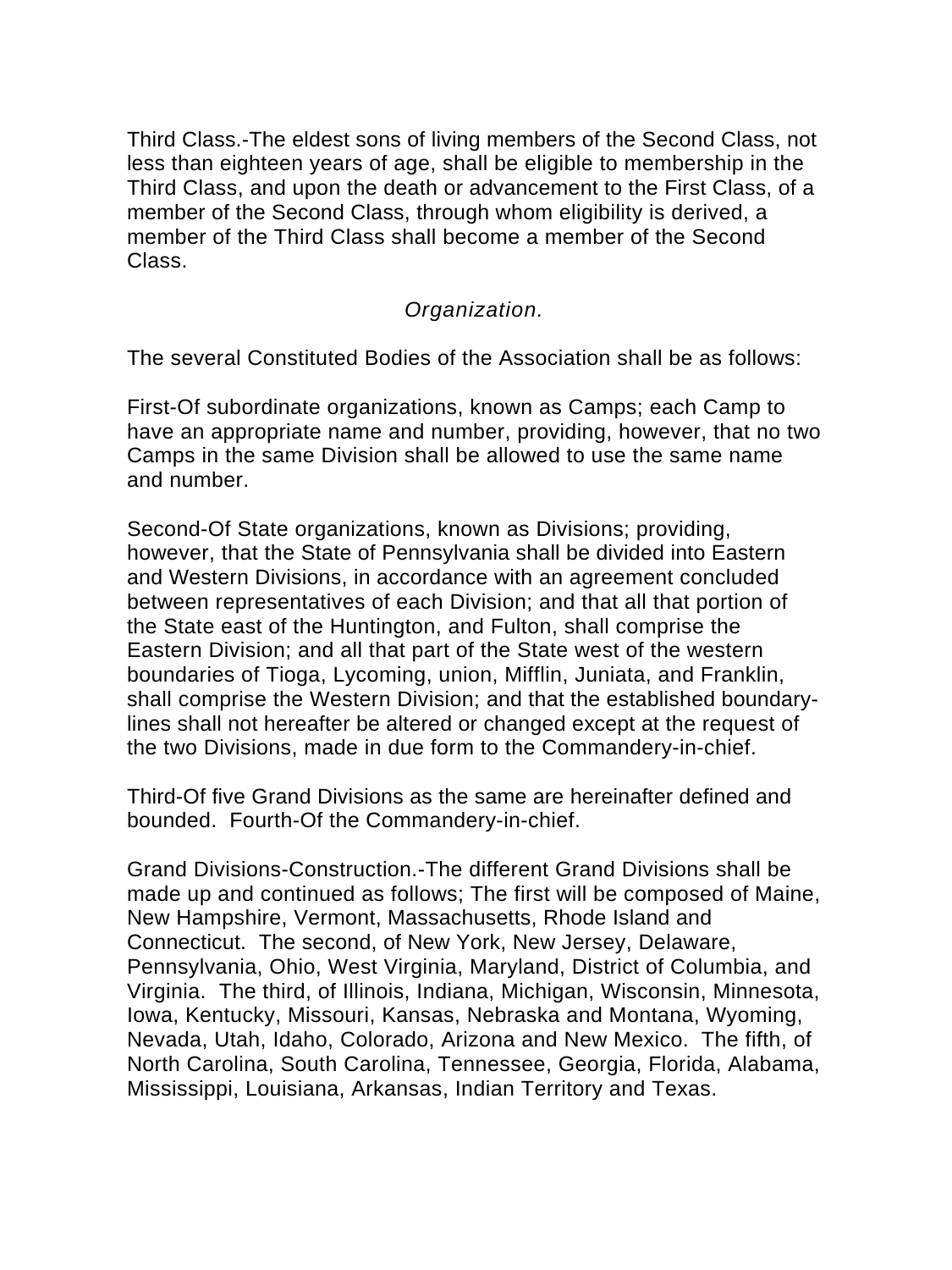Third Class.-The eldest sons of living members of the Second Class, not less than eighteen years of age, shall be eligible to membership in the Third Class, and upon the death or advancement to the First Class, of a member of the Second Class, through whom eligibility is derived, a member of the Third Class shall become a member of the Second Class.

*Organization.*

The several Constituted Bodies of the Association shall be as follows:

First-Of subordinate organizations, known as Camps; each Camp to have an appropriate name and number, providing, however, that no two Camps in the same Division shall be allowed to use the same name and number.

Second-Of State organizations, known as Divisions; providing, however, that the State of Pennsylvania shall be divided into Eastern and Western Divisions, in accordance with an agreement concluded between representatives of each Division; and that all that portion of the State east of the Huntington, and Fulton, shall comprise the Eastern Division; and all that part of the State west of the western boundaries of Tioga, Lycoming, union, Mifflin, Juniata, and Franklin, shall comprise the Western Division; and that the established boundary-lines shall not hereafter be altered or changed except at the request of the two Divisions, made in due form to the Commandery-in-chief.

Third-Of five Grand Divisions as the same are hereinafter defined and bounded. Fourth-Of the Commandery-in-chief.

Grand Divisions-Construction.-The different Grand Divisions shall be made up and continued as follows; The first will be composed of Maine, New Hampshire, Vermont, Massachusetts, Rhode Island and Connecticut. The second, of New York, New Jersey, Delaware, Pennsylvania, Ohio, West Virginia, Maryland, District of Columbia, and Virginia. The third, of Illinois, Indiana, Michigan, Wisconsin, Minnesota, Iowa, Kentucky, Missouri, Kansas, Nebraska and Montana, Wyoming, Nevada, Utah, Idaho, Colorado, Arizona and New Mexico. The fifth, of North Carolina, South Carolina, Tennessee, Georgia, Florida, Alabama, Mississippi, Louisiana, Arkansas, Indian Territory and Texas.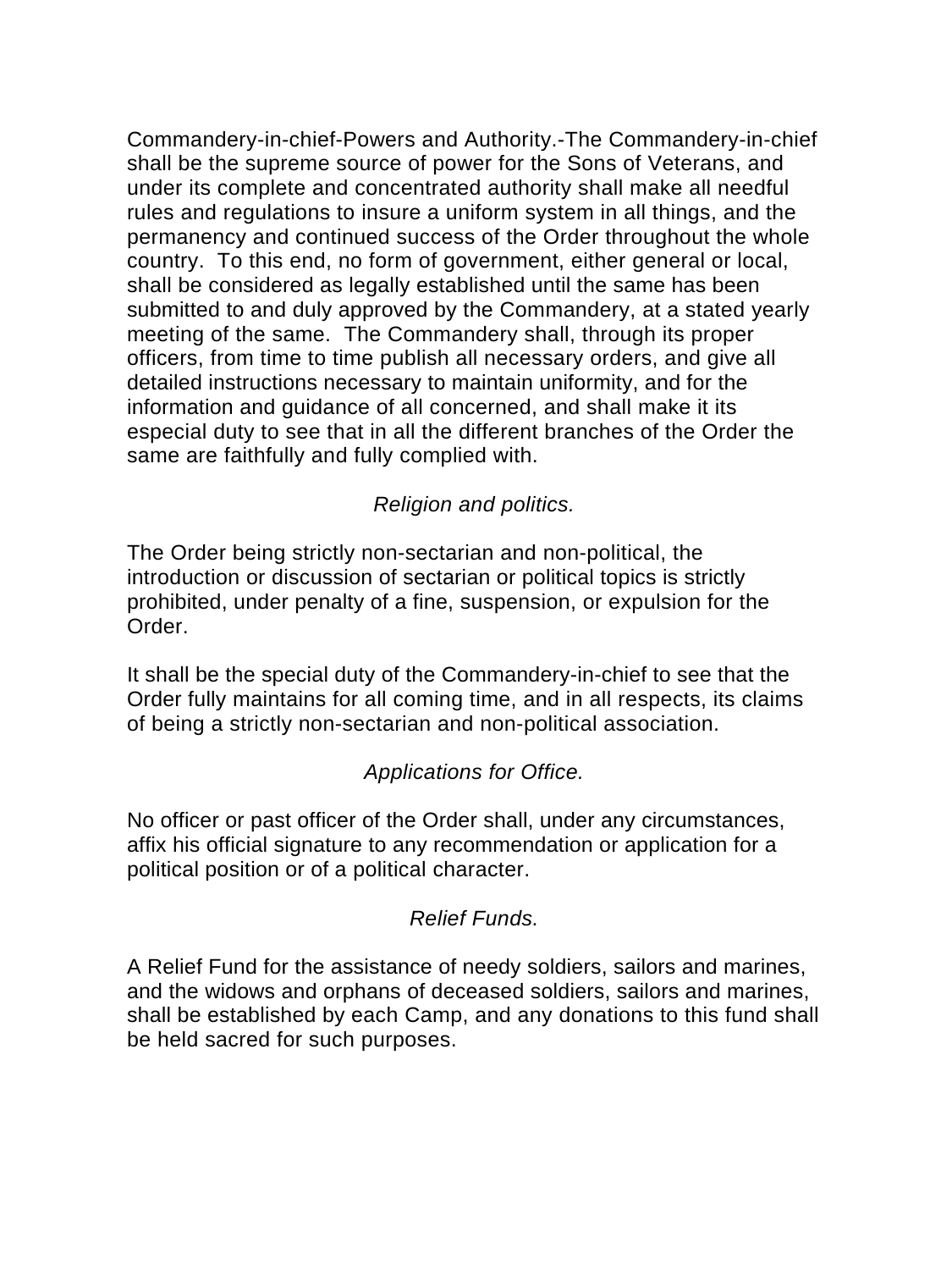Commandery-in-chief-Powers and Authority.-The Commandery-in-chief shall be the supreme source of power for the Sons of Veterans, and under its complete and concentrated authority shall make all needful rules and regulations to insure a uniform system in all things, and the permanency and continued success of the Order throughout the whole country. To this end, no form of government, either general or local, shall be considered as legally established until the same has been submitted to and duly approved by the Commandery, at a stated yearly meeting of the same. The Commandery shall, through its proper officers, from time to time publish all necessary orders, and give all detailed instructions necessary to maintain uniformity, and for the information and guidance of all concerned, and shall make it its especial duty to see that in all the different branches of the Order the same are faithfully and fully complied with.

*Religion and politics.*

The Order being strictly non-sectarian and non-political, the introduction or discussion of sectarian or political topics is strictly prohibited, under penalty of a fine, suspension, or expulsion for the Order.

It shall be the special duty of the Commandery-in-chief to see that the Order fully maintains for all coming time, and in all respects, its claims of being a strictly non-sectarian and non-political association.

*Applications for Office.*

No officer or past officer of the Order shall, under any circumstances, affix his official signature to any recommendation or application for a political position or of a political character.

*Relief Funds.*

A Relief Fund for the assistance of needy soldiers, sailors and marines, and the widows and orphans of deceased soldiers, sailors and marines, shall be established by each Camp, and any donations to this fund shall be held sacred for such purposes.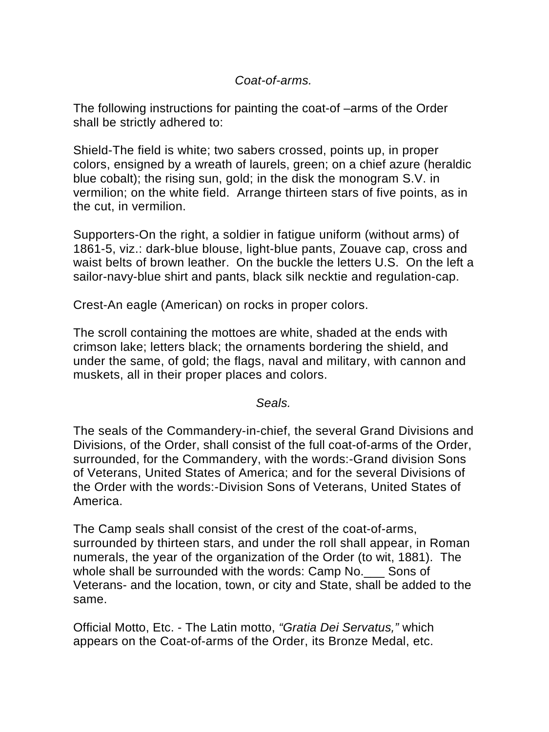*Coat-of-arms.*

The following instructions for painting the coat-of –arms of the Order shall be strictly adhered to:

Shield-The field is white; two sabers crossed, points up, in proper colors, ensigned by a wreath of laurels, green; on a chief azure (heraldic blue cobalt); the rising sun, gold; in the disk the monogram S.V. in vermilion; on the white field. Arrange thirteen stars of five points, as in the cut, in vermilion.

Supporters-On the right, a soldier in fatigue uniform (without arms) of 1861-5, viz.: dark-blue blouse, light-blue pants, Zouave cap, cross and waist belts of brown leather. On the buckle the letters U.S. On the left a sailor-navy-blue shirt and pants, black silk necktie and regulation-cap.

Crest-An eagle (American) on rocks in proper colors.

The scroll containing the mottoes are white, shaded at the ends with crimson lake; letters black; the ornaments bordering the shield, and under the same, of gold; the flags, naval and military, with cannon and muskets, all in their proper places and colors.

*Seals.*

The seals of the Commandery-in-chief, the several Grand Divisions and Divisions, of the Order, shall consist of the full coat-of-arms of the Order, surrounded, for the Commandery, with the words:-Grand division Sons of Veterans, United States of America; and for the several Divisions of the Order with the words:-Division Sons of Veterans, United States of America.

The Camp seals shall consist of the crest of the coat-of-arms, surrounded by thirteen stars, and under the roll shall appear, in Roman numerals, the year of the organization of the Order (to wit, 1881). The whole shall be surrounded with the words: Camp No.___ Sons of Veterans- and the location, town, or city and State, shall be added to the same.

Official Motto, Etc. - The Latin motto, *"Gratia Dei Servatus,"* which appears on the Coat-of-arms of the Order, its Bronze Medal, etc.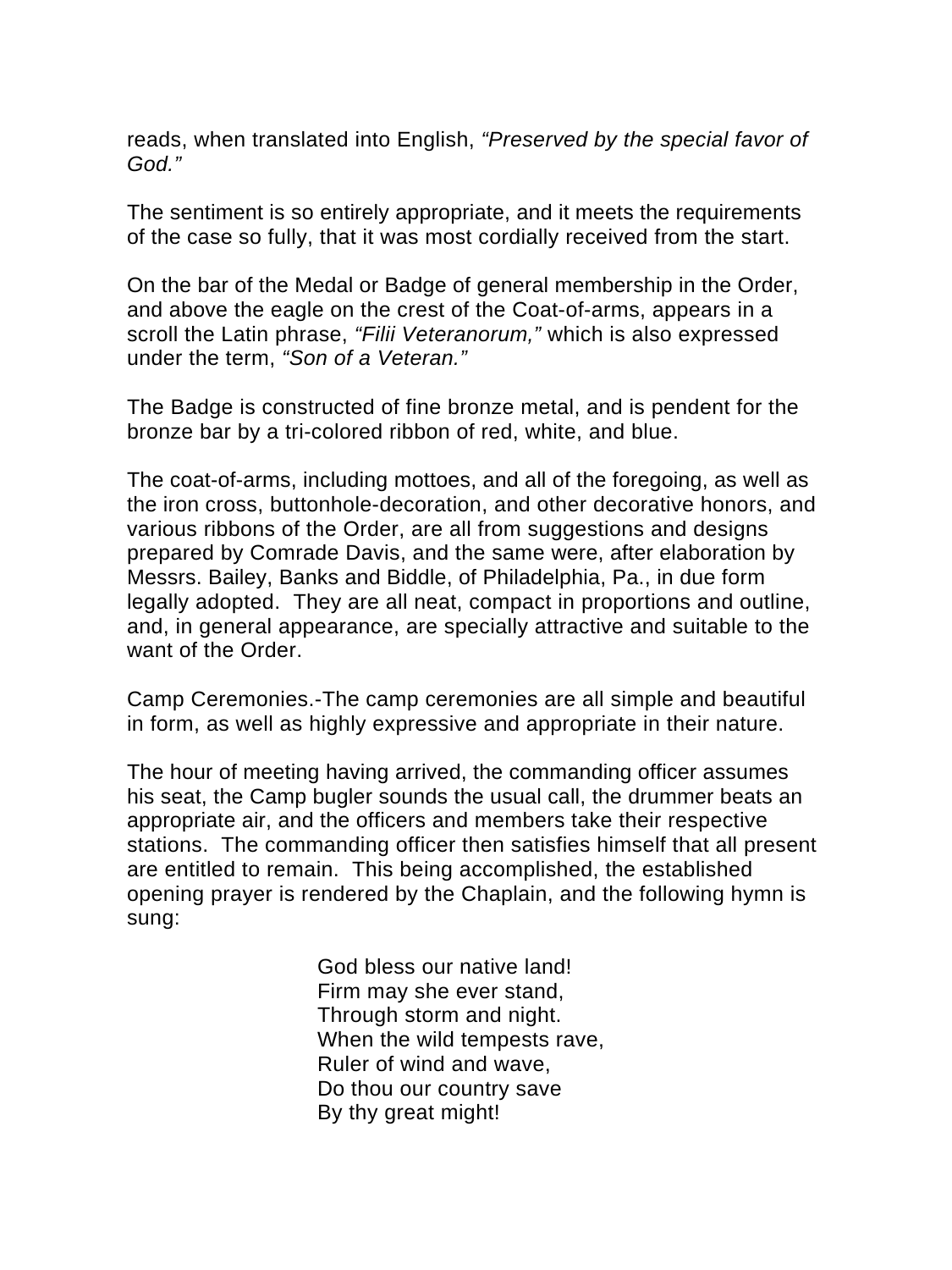reads, when translated into English, *“Preserved by the special favor of God.”*

The sentiment is so entirely appropriate, and it meets the requirements of the case so fully, that it was most cordially received from the start.

On the bar of the Medal or Badge of general membership in the Order, and above the eagle on the crest of the Coat-of-arms, appears in a scroll the Latin phrase, *“Filii Veteranorum,”* which is also expressed under the term, *“Son of a Veteran.”*

The Badge is constructed of fine bronze metal, and is pendent for the bronze bar by a tri-colored ribbon of red, white, and blue.

The coat-of-arms, including mottoes, and all of the foregoing, as well as the iron cross, buttonhole-decoration, and other decorative honors, and various ribbons of the Order, are all from suggestions and designs prepared by Comrade Davis, and the same were, after elaboration by Messrs. Bailey, Banks and Biddle, of Philadelphia, Pa., in due form legally adopted. They are all neat, compact in proportions and outline, and, in general appearance, are specially attractive and suitable to the want of the Order.

Camp Ceremonies.-The camp ceremonies are all simple and beautiful in form, as well as highly expressive and appropriate in their nature.

The hour of meeting having arrived, the commanding officer assumes his seat, the Camp bugler sounds the usual call, the drummer beats an appropriate air, and the officers and members take their respective stations. The commanding officer then satisfies himself that all present are entitled to remain. This being accomplished, the established opening prayer is rendered by the Chaplain, and the following hymn is sung:

God bless our native land!
Firm may she ever stand,
Through storm and night.
When the wild tempests rave,
Ruler of wind and wave,
Do thou our country save
By thy great might!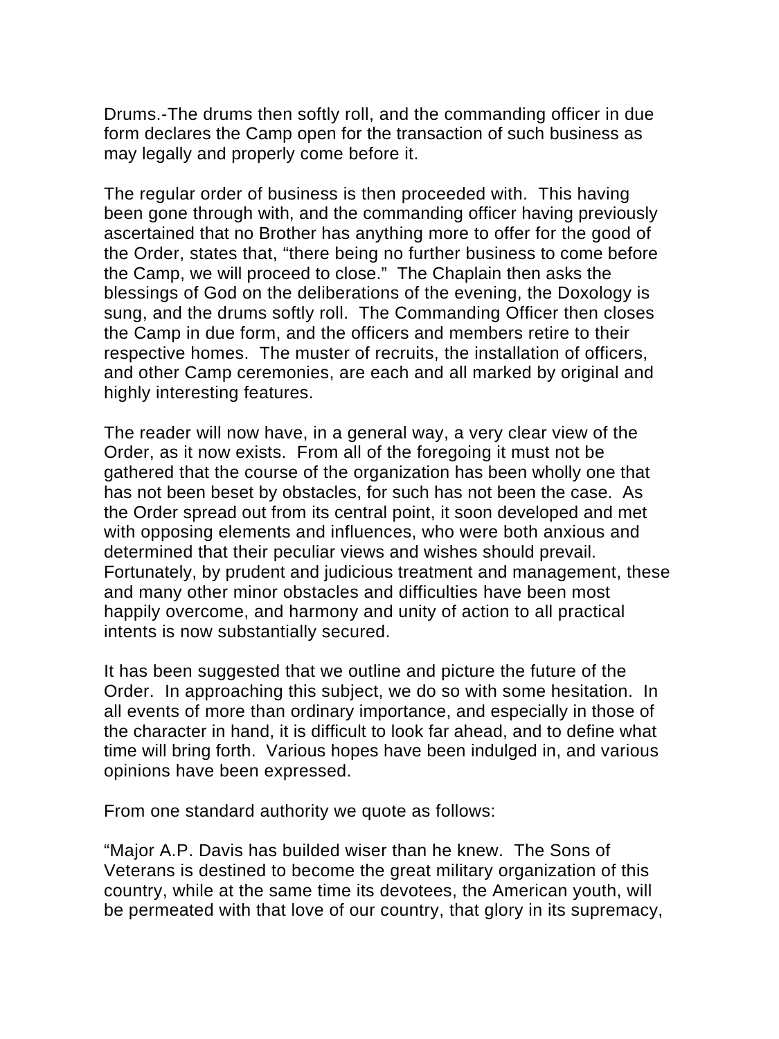Drums.-The drums then softly roll, and the commanding officer in due form declares the Camp open for the transaction of such business as may legally and properly come before it.

The regular order of business is then proceeded with. This having been gone through with, and the commanding officer having previously ascertained that no Brother has anything more to offer for the good of the Order, states that, "there being no further business to come before the Camp, we will proceed to close." The Chaplain then asks the blessings of God on the deliberations of the evening, the Doxology is sung, and the drums softly roll. The Commanding Officer then closes the Camp in due form, and the officers and members retire to their respective homes. The muster of recruits, the installation of officers, and other Camp ceremonies, are each and all marked by original and highly interesting features.

The reader will now have, in a general way, a very clear view of the Order, as it now exists. From all of the foregoing it must not be gathered that the course of the organization has been wholly one that has not been beset by obstacles, for such has not been the case. As the Order spread out from its central point, it soon developed and met with opposing elements and influences, who were both anxious and determined that their peculiar views and wishes should prevail. Fortunately, by prudent and judicious treatment and management, these and many other minor obstacles and difficulties have been most happily overcome, and harmony and unity of action to all practical intents is now substantially secured.

It has been suggested that we outline and picture the future of the Order. In approaching this subject, we do so with some hesitation. In all events of more than ordinary importance, and especially in those of the character in hand, it is difficult to look far ahead, and to define what time will bring forth. Various hopes have been indulged in, and various opinions have been expressed.

From one standard authority we quote as follows:

"Major A.P. Davis has builded wiser than he knew. The Sons of Veterans is destined to become the great military organization of this country, while at the same time its devotees, the American youth, will be permeated with that love of our country, that glory in its supremacy,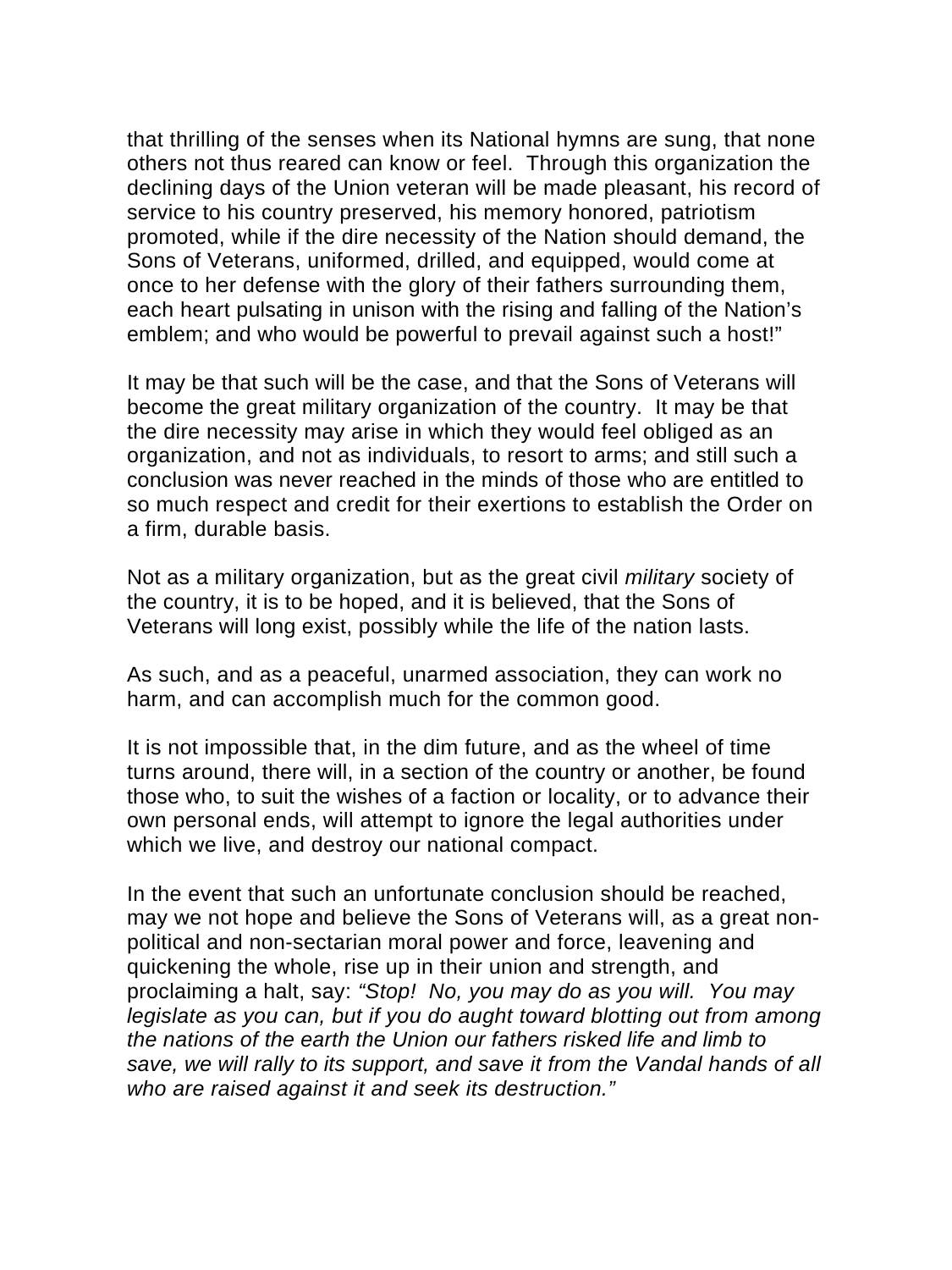that thrilling of the senses when its National hymns are sung, that none others not thus reared can know or feel. Through this organization the declining days of the Union veteran will be made pleasant, his record of service to his country preserved, his memory honored, patriotism promoted, while if the dire necessity of the Nation should demand, the Sons of Veterans, uniformed, drilled, and equipped, would come at once to her defense with the glory of their fathers surrounding them, each heart pulsating in unison with the rising and falling of the Nation's emblem; and who would be powerful to prevail against such a host!"

It may be that such will be the case, and that the Sons of Veterans will become the great military organization of the country. It may be that the dire necessity may arise in which they would feel obliged as an organization, and not as individuals, to resort to arms; and still such a conclusion was never reached in the minds of those who are entitled to so much respect and credit for their exertions to establish the Order on a firm, durable basis.

Not as a military organization, but as the great civil *military* society of the country, it is to be hoped, and it is believed, that the Sons of Veterans will long exist, possibly while the life of the nation lasts.

As such, and as a peaceful, unarmed association, they can work no harm, and can accomplish much for the common good.

It is not impossible that, in the dim future, and as the wheel of time turns around, there will, in a section of the country or another, be found those who, to suit the wishes of a faction or locality, or to advance their own personal ends, will attempt to ignore the legal authorities under which we live, and destroy our national compact.

In the event that such an unfortunate conclusion should be reached, may we not hope and believe the Sons of Veterans will, as a great non-political and non-sectarian moral power and force, leavening and quickening the whole, rise up in their union and strength, and proclaiming a halt, say: *"Stop! No, you may do as you will. You may legislate as you can, but if you do aught toward blotting out from among the nations of the earth the Union our fathers risked life and limb to save, we will rally to its support, and save it from the Vandal hands of all who are raised against it and seek its destruction."*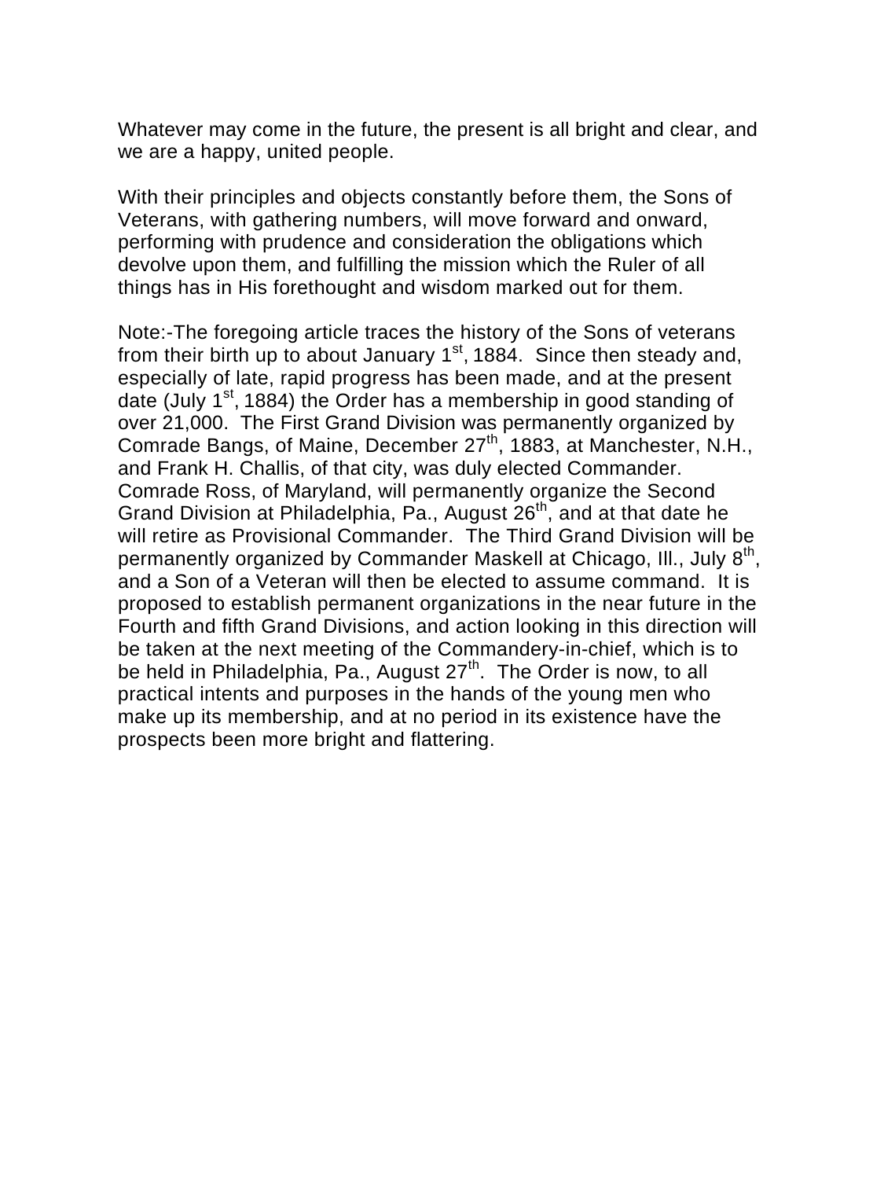Whatever may come in the future, the present is all bright and clear, and we are a happy, united people.

With their principles and objects constantly before them, the Sons of Veterans, with gathering numbers, will move forward and onward, performing with prudence and consideration the obligations which devolve upon them, and fulfilling the mission which the Ruler of all things has in His forethought and wisdom marked out for them.

Note:-The foregoing article traces the history of the Sons of veterans from their birth up to about January 1st, 1884. Since then steady and, especially of late, rapid progress has been made, and at the present date (July 1st, 1884) the Order has a membership in good standing of over 21,000. The First Grand Division was permanently organized by Comrade Bangs, of Maine, December 27th, 1883, at Manchester, N.H., and Frank H. Challis, of that city, was duly elected Commander. Comrade Ross, of Maryland, will permanently organize the Second Grand Division at Philadelphia, Pa., August 26th, and at that date he will retire as Provisional Commander. The Third Grand Division will be permanently organized by Commander Maskell at Chicago, Ill., July 8th, and a Son of a Veteran will then be elected to assume command. It is proposed to establish permanent organizations in the near future in the Fourth and fifth Grand Divisions, and action looking in this direction will be taken at the next meeting of the Commandery-in-chief, which is to be held in Philadelphia, Pa., August 27th. The Order is now, to all practical intents and purposes in the hands of the young men who make up its membership, and at no period in its existence have the prospects been more bright and flattering.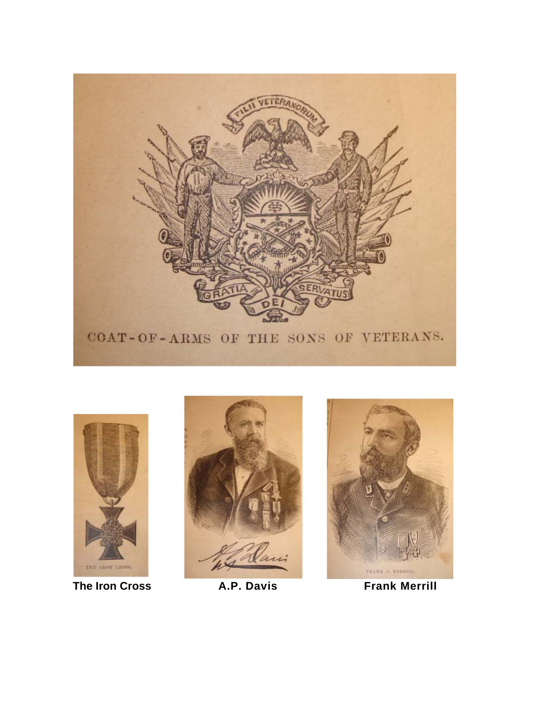COAT-OF-ARMS OF THE SONS OF VETERANS.

**The Iron Cross** **A.P. Davis** **Frank Merrill**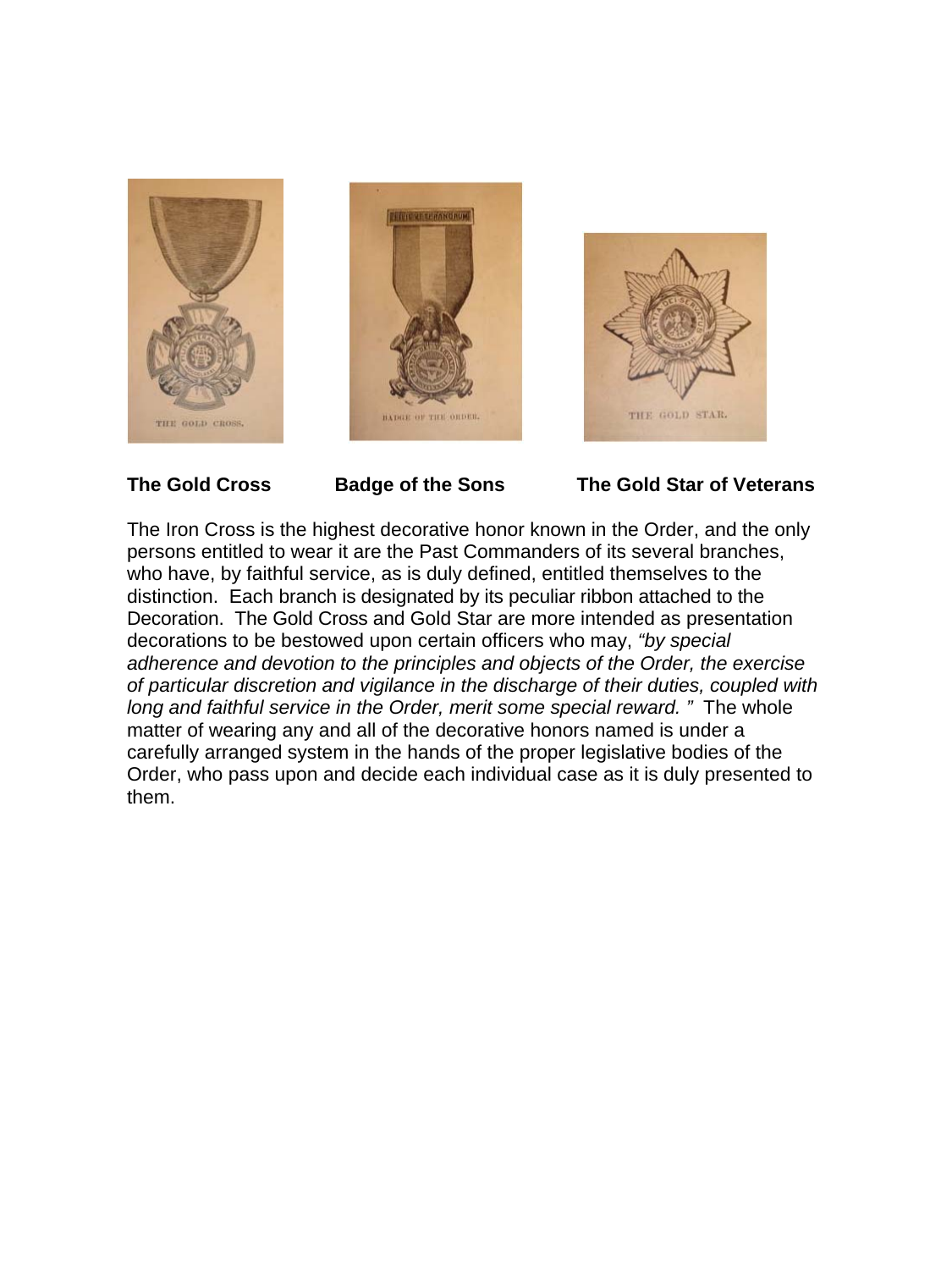**The Gold Cross** **Badge of the Sons** **The Gold Star of Veterans**

The Iron Cross is the highest decorative honor known in the Order, and the only persons entitled to wear it are the Past Commanders of its several branches, who have, by faithful service, as is duly defined, entitled themselves to the distinction. Each branch is designated by its peculiar ribbon attached to the Decoration. The Gold Cross and Gold Star are more intended as presentation decorations to be bestowed upon certain officers who may, *"by special adherence and devotion to the principles and objects of the Order, the exercise of particular discretion and vigilance in the discharge of their duties, coupled with long and faithful service in the Order, merit some special reward. "* The whole matter of wearing any and all of the decorative honors named is under a carefully arranged system in the hands of the proper legislative bodies of the Order, who pass upon and decide each individual case as it is duly presented to them.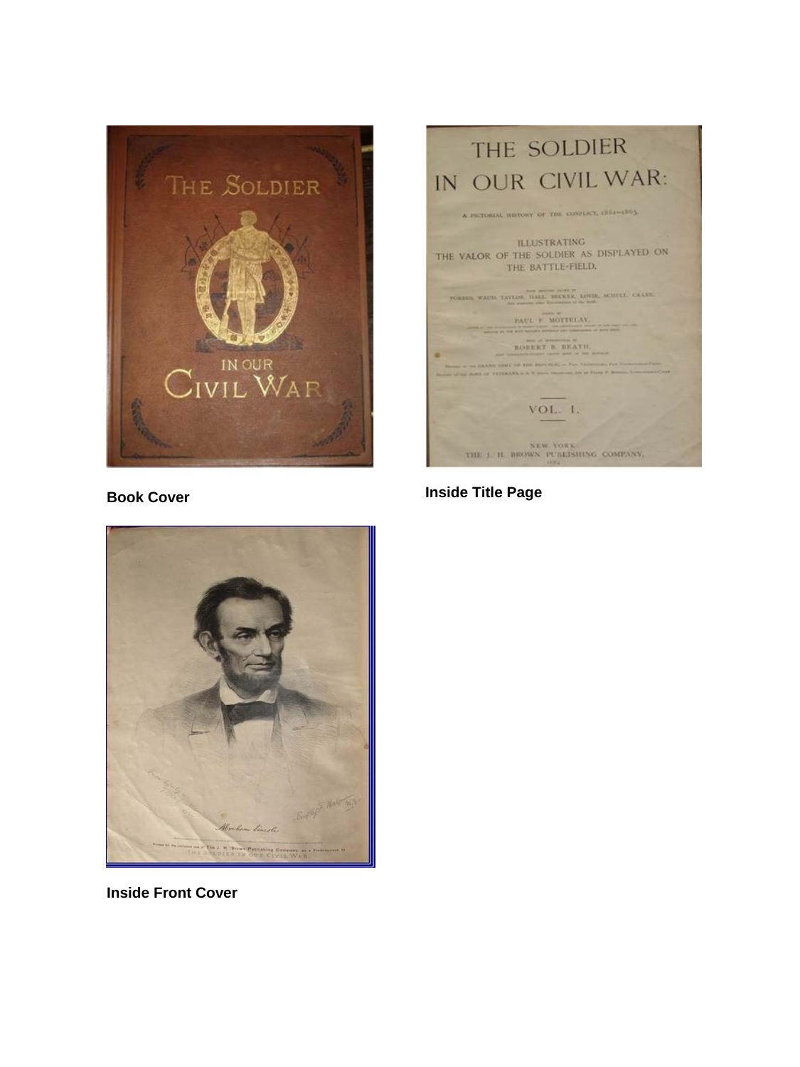Book Cover

Inside Title Page

Inside Front Cover